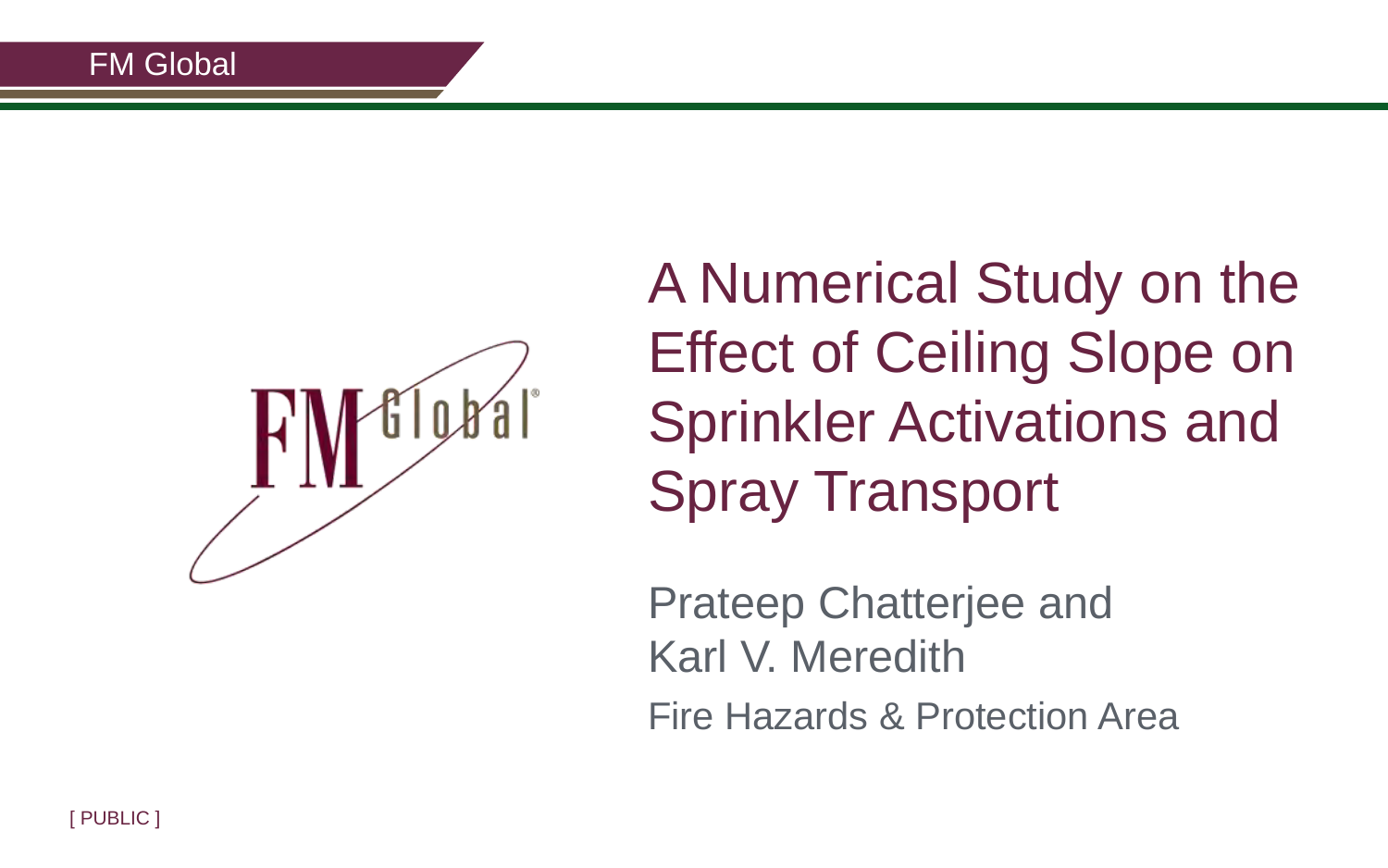# A Numerical Study on the Effect of Ceiling Slope on Sprinkler Activations and Spray Transport

Prateep Chatterjee and Karl V. Meredith

Fire Hazards & Protection Area

[ PUBLIC ]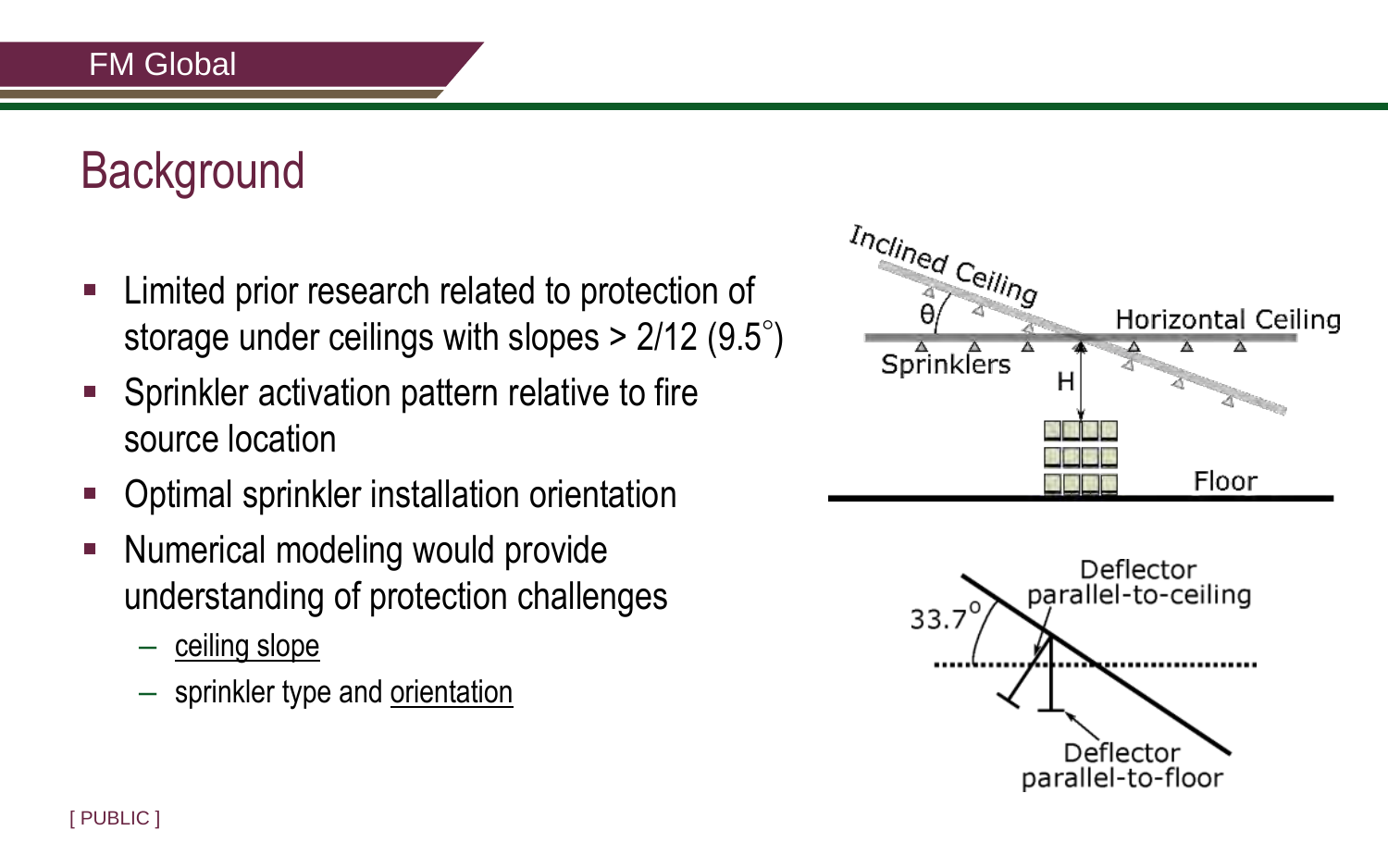# Background

- Limited prior research related to protection of storage under ceilings with slopes > 2/12 (9.5°)
- Sprinkler activation pattern relative to fire source location
- Optimal sprinkler installation orientation
- Numerical modeling would provide understanding of protection challenges
  - ceiling slope
  - sprinkler type and orientation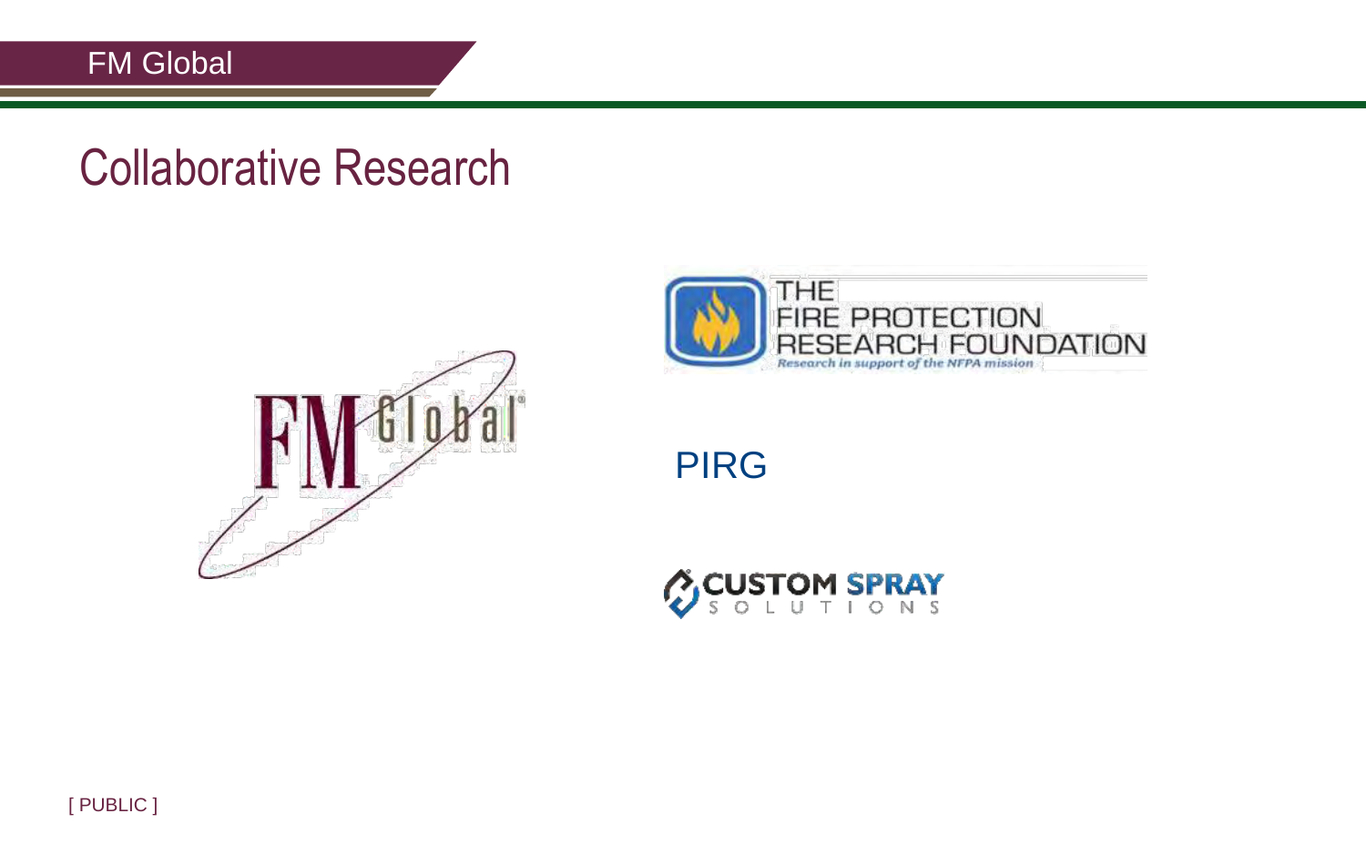# Collaborative Research

FM Global

THE FIRE PROTECTION RESEARCH FOUNDATION

*Research in support of the NFPA mission*

PIRG

CUSTOM SPRAY SOLUTIONS

[ PUBLIC ]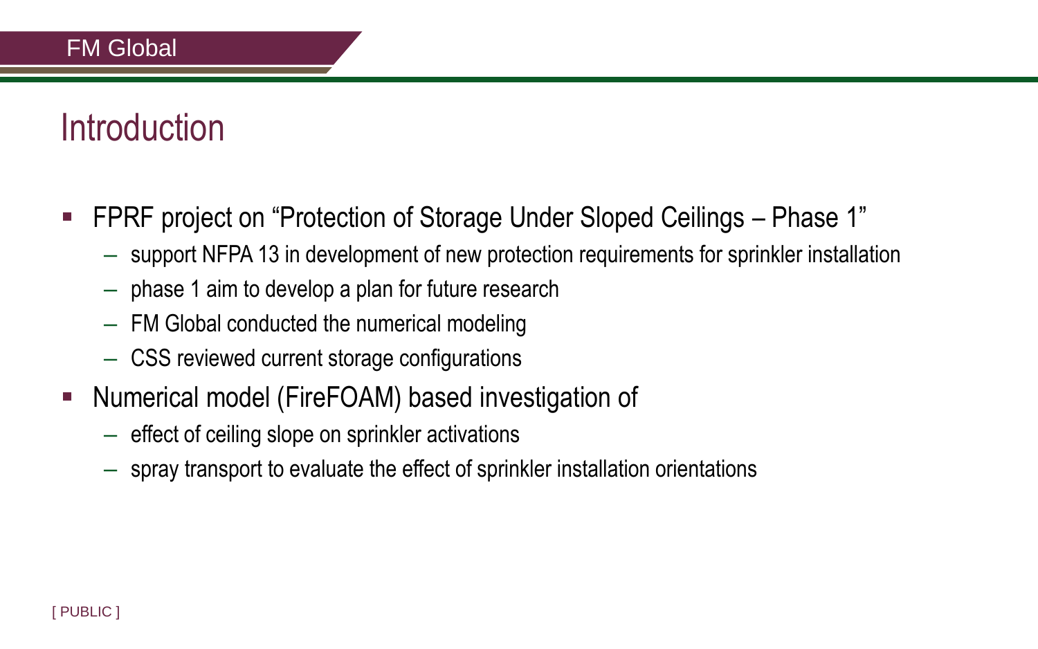# Introduction

- FPRF project on "Protection of Storage Under Sloped Ceilings – Phase 1"
  - support NFPA 13 in development of new protection requirements for sprinkler installation
  - phase 1 aim to develop a plan for future research
  - FM Global conducted the numerical modeling
  - CSS reviewed current storage configurations
- Numerical model (FireFOAM) based investigation of
  - effect of ceiling slope on sprinkler activations
  - spray transport to evaluate the effect of sprinkler installation orientations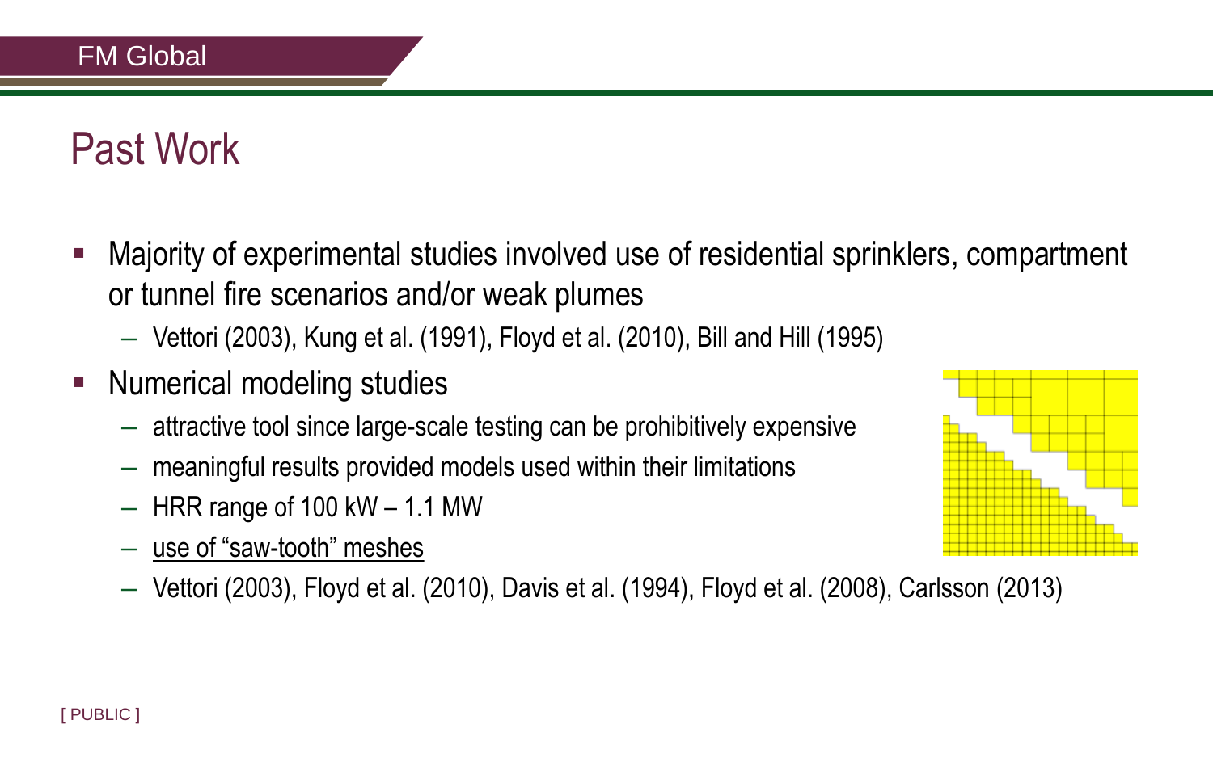# Past Work

- Majority of experimental studies involved use of residential sprinklers, compartment or tunnel fire scenarios and/or weak plumes
  - Vettori (2003), Kung et al. (1991), Floyd et al. (2010), Bill and Hill (1995)
- Numerical modeling studies
  - attractive tool since large-scale testing can be prohibitively expensive
  - meaningful results provided models used within their limitations
  - HRR range of 100 kW – 1.1 MW
  - use of "saw-tooth" meshes
  - Vettori (2003), Floyd et al. (2010), Davis et al. (1994), Floyd et al. (2008), Carlsson (2013)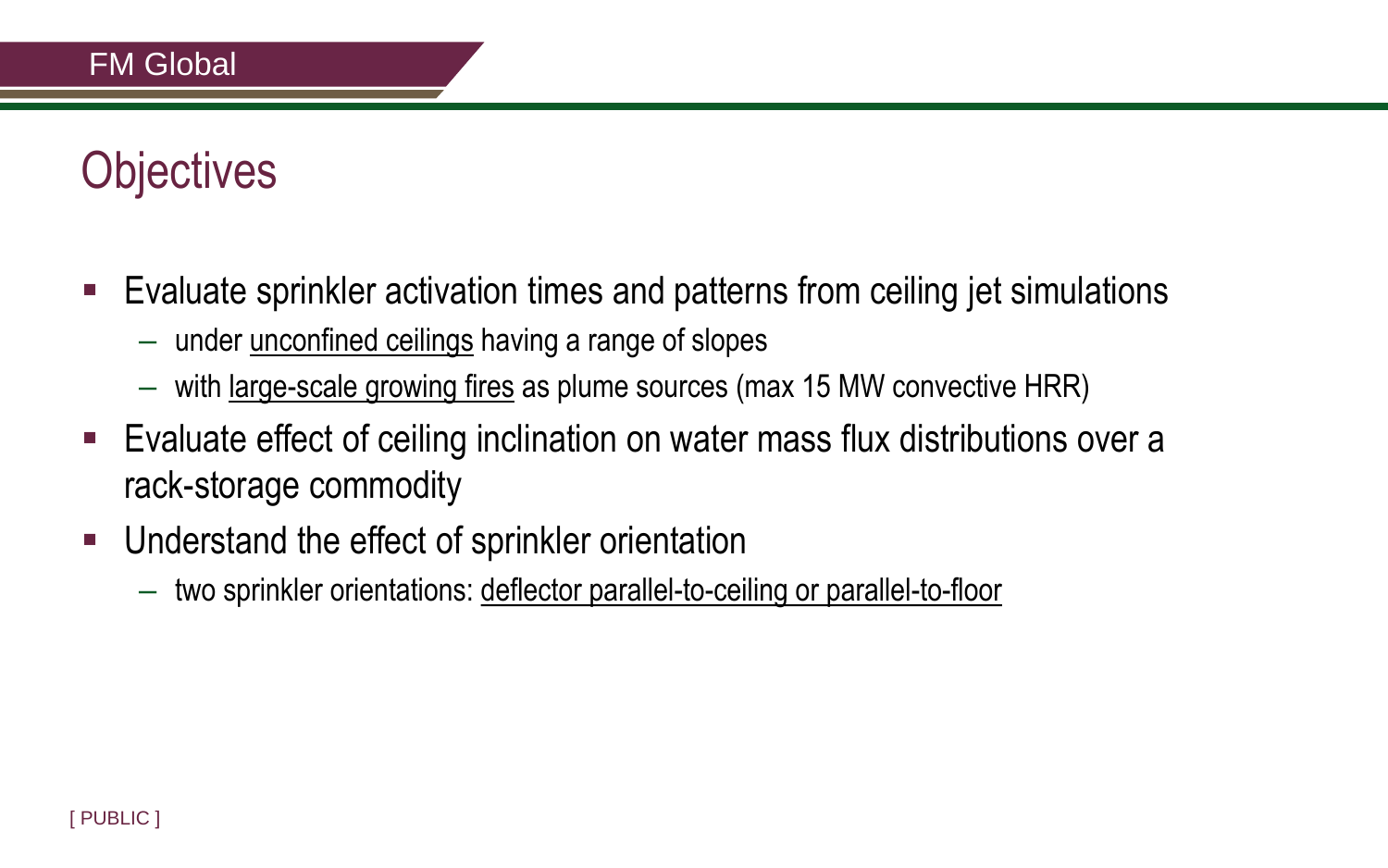# Objectives

- Evaluate sprinkler activation times and patterns from ceiling jet simulations
  - under unconfined ceilings having a range of slopes
  - with large-scale growing fires as plume sources (max 15 MW convective HRR)
- Evaluate effect of ceiling inclination on water mass flux distributions over a rack-storage commodity
- Understand the effect of sprinkler orientation
  - two sprinkler orientations: deflector parallel-to-ceiling or parallel-to-floor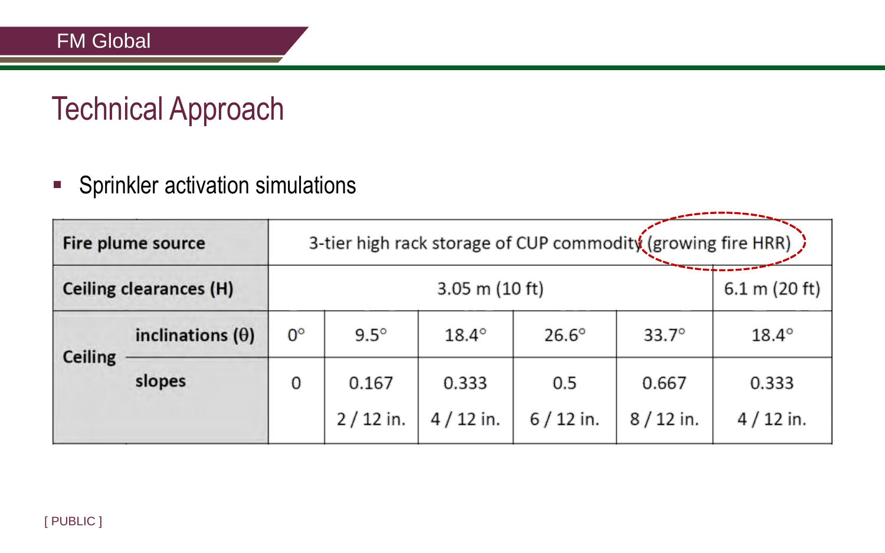# Technical Approach

- Sprinkler activation simulations

| Fire plume source | | 3-tier high rack storage of CUP commodity (growing fire HRR) | | | | | |
|---|---|---|---|---|---|---|---|
| Ceiling clearances (H) | | 3.05 m (10 ft) | | | | | 6.1 m (20 ft) |
| Ceiling | inclinations (θ) | 0° | 9.5° | 18.4° | 26.6° | 33.7° | 18.4° |
| | slopes | 0 | 0.167<br>2 / 12 in. | 0.333<br>4 / 12 in. | 0.5<br>6 / 12 in. | 0.667<br>8 / 12 in. | 0.333<br>4 / 12 in. |

[ PUBLIC ]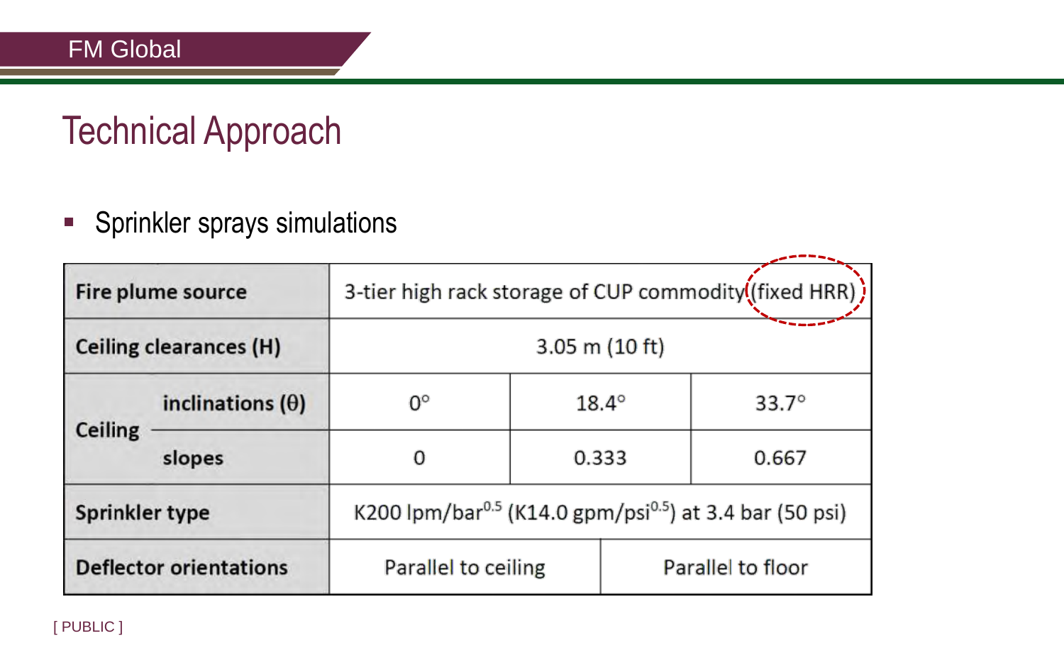# Technical Approach

- Sprinkler sprays simulations

| Fire plume source | | 3-tier high rack storage of CUP commodity (fixed HRR) | | |
|---|---|---|---|---|
| Ceiling clearances (H) | | 3.05 m (10 ft) | | |
| Ceiling | inclinations (θ) | 0° | 18.4° | 33.7° |
| | slopes | 0 | 0.333 | 0.667 |
| Sprinkler type | | K200 lpm/bar$^{0.5}$ (K14.0 gpm/psi$^{0.5}$) at 3.4 bar (50 psi) | | |
| Deflector orientations | | Parallel to ceiling | Parallel to floor | |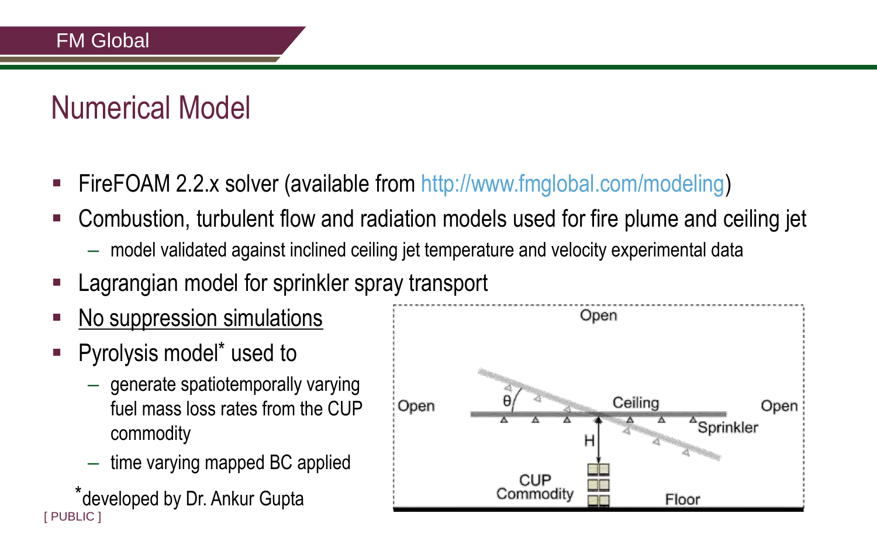# Numerical Model

- FireFOAM 2.2.x solver (available from http://www.fmglobal.com/modeling)
- Combustion, turbulent flow and radiation models used for fire plume and ceiling jet
  - model validated against inclined ceiling jet temperature and velocity experimental data
- Lagrangian model for sprinkler spray transport
- <u>No suppression simulations</u>
- Pyrolysis model* used to
  - generate spatiotemporally varying fuel mass loss rates from the CUP commodity
  - time varying mapped BC applied

*developed by Dr. Ankur Gupta

Open

Open

Open

$\theta$

Ceiling

Sprinkler

H

CUP Commodity

Floor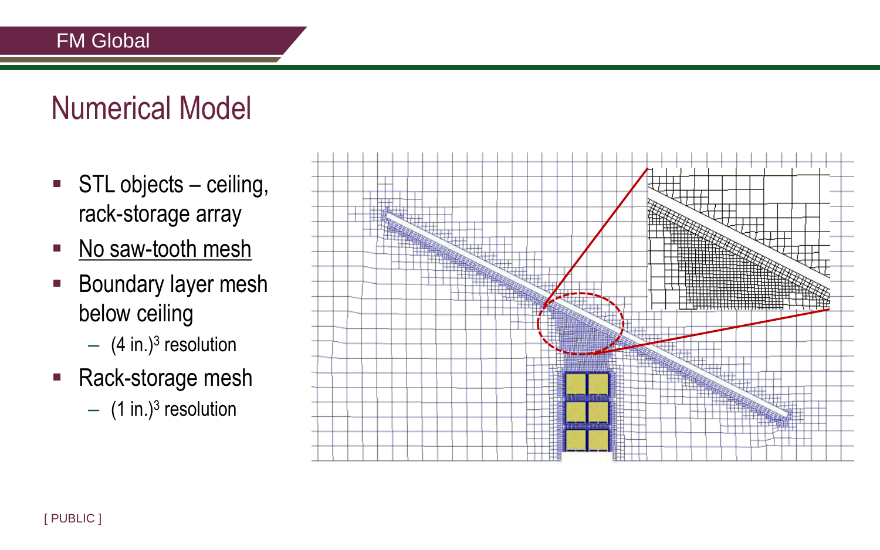# Numerical Model

- STL objects – ceiling, rack-storage array
- No saw-tooth mesh
- Boundary layer mesh below ceiling
  - (4 in.)$^3$ resolution
- Rack-storage mesh
  - (1 in.)$^3$ resolution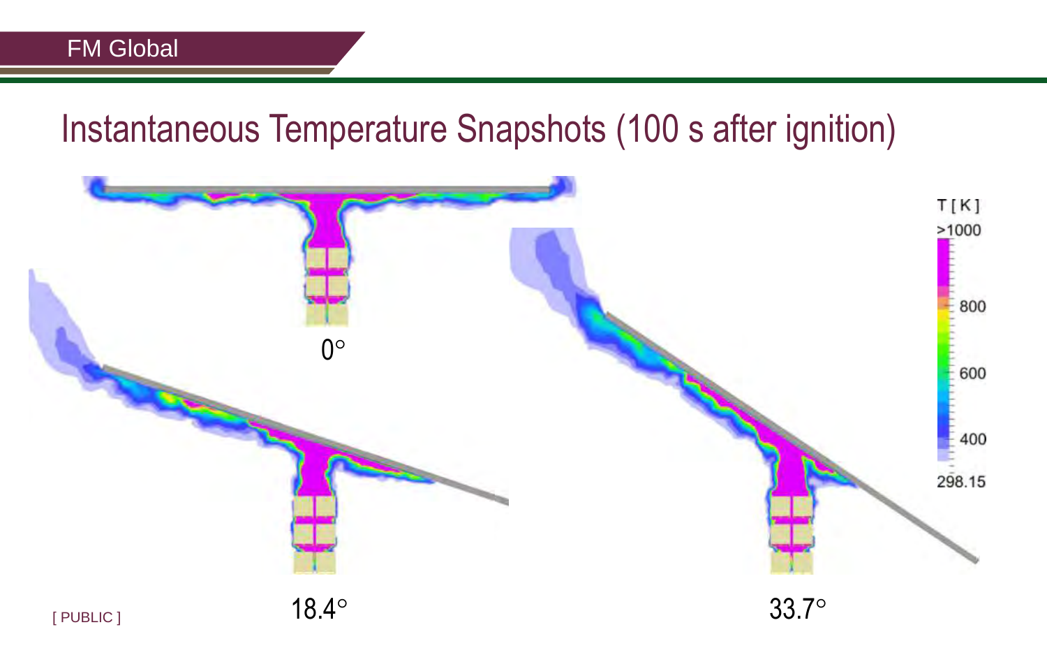# Instantaneous Temperature Snapshots (100 s after ignition)

T [K]

>1000

800

600

400

298.15

0°

18.4°

33.7°

[ PUBLIC ]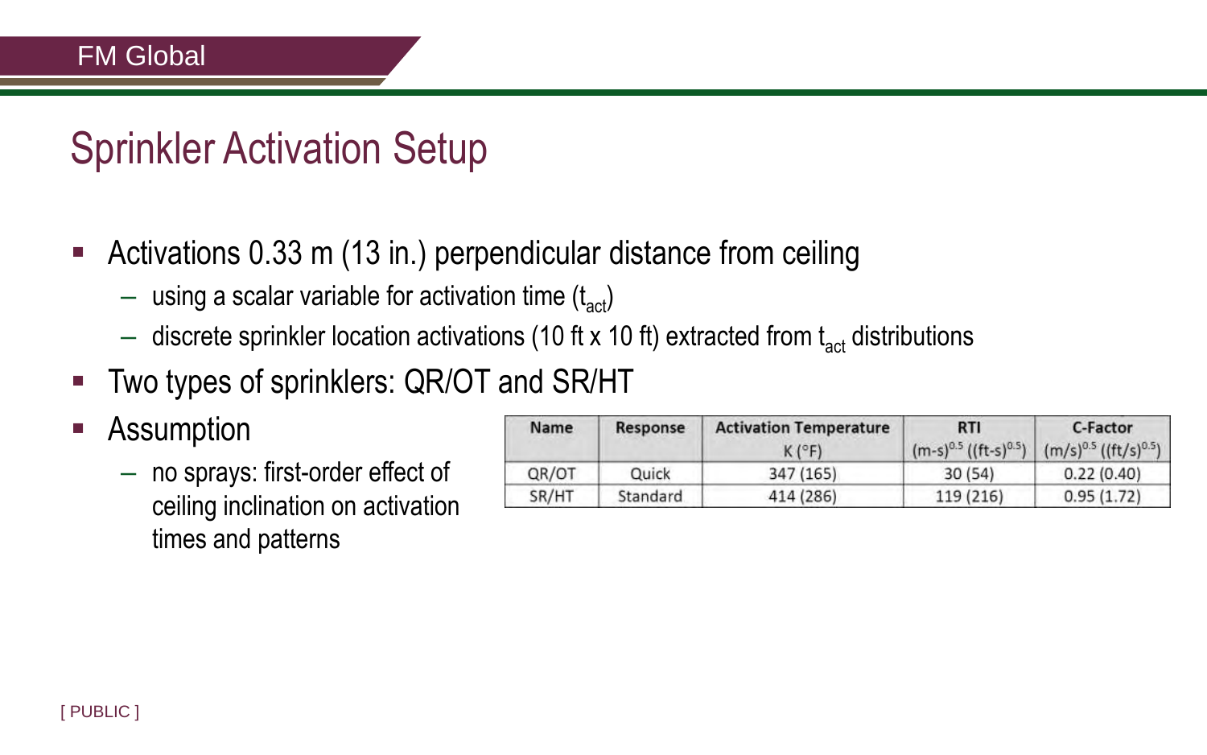# Sprinkler Activation Setup

- Activations 0.33 m (13 in.) perpendicular distance from ceiling
  - using a scalar variable for activation time ($t_{act}$)
  - discrete sprinkler location activations (10 ft x 10 ft) extracted from $t_{act}$ distributions
- Two types of sprinklers: QR/OT and SR/HT
- Assumption
  - no sprays: first-order effect of ceiling inclination on activation times and patterns

| Name | Response | Activation Temperature K (°F) | RTI $(m\text{-}s)^{0.5}$ $((ft\text{-}s)^{0.5})$ | C-Factor $(m/s)^{0.5}$ $((ft/s)^{0.5})$ |
|---|---|---|---|---|
| QR/OT | Quick | 347 (165) | 30 (54) | 0.22 (0.40) |
| SR/HT | Standard | 414 (286) | 119 (216) | 0.95 (1.72) |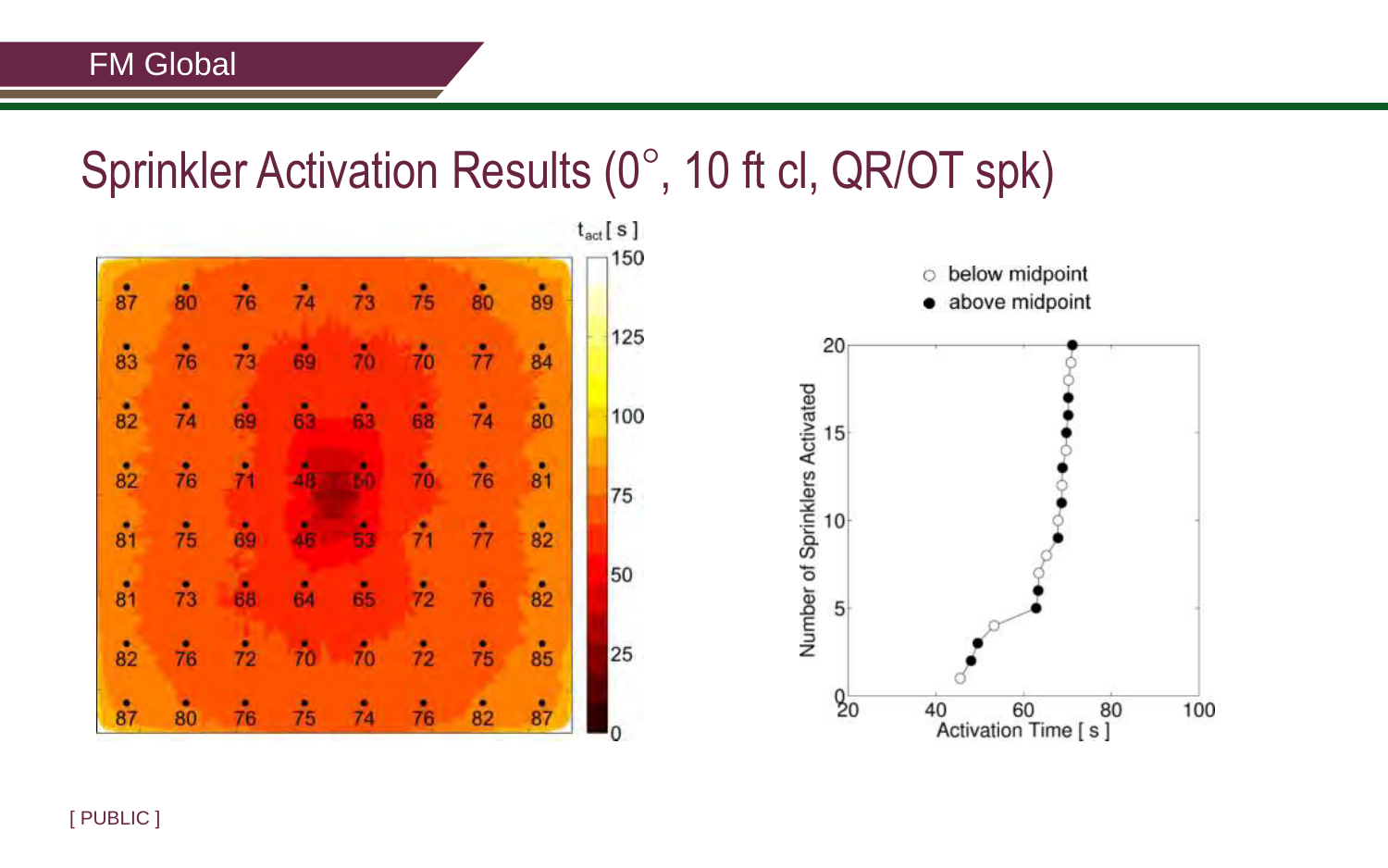# Sprinkler Activation Results (0°, 10 ft cl, QR/OT spk)

| 87 | 80 | 76 | 74 | 73 | 75 | 80 | 89 |
|---|---|---|---|---|---|---|---|
| 83 | 76 | 73 | 69 | 70 | 70 | 77 | 84 |
| 82 | 74 | 69 | 63 | 63 | 68 | 74 | 80 |
| 82 | 76 | 71 | 48 | 50 | 70 | 76 | 81 |
| 81 | 75 | 69 | 46 | 53 | 71 | 77 | 82 |
| 81 | 73 | 68 | 64 | 65 | 72 | 76 | 82 |
| 82 | 76 | 72 | 70 | 70 | 72 | 75 | 85 |
| 87 | 80 | 76 | 75 | 74 | 76 | 82 | 87 |

$t_{act}$ [ s ] (color scale: 0, 25, 50, 75, 100, 125, 150)

Plot legend: ○ below midpoint, ● above midpoint

Axes: Number of Sprinklers Activated (0–20) vs. Activation Time [ s ] (20–100)

[ PUBLIC ]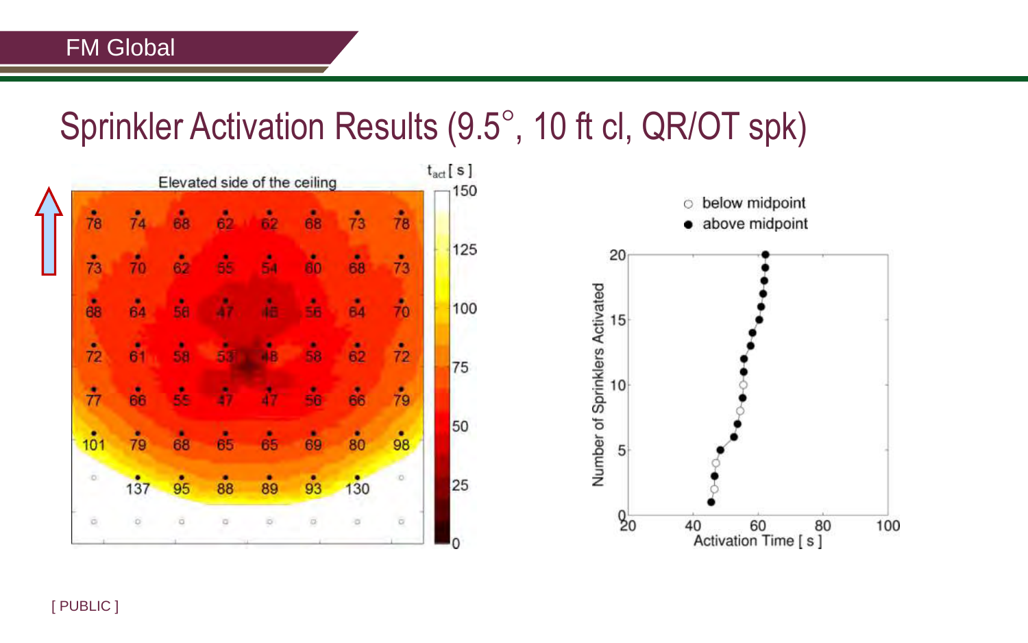# Sprinkler Activation Results (9.5°, 10 ft cl, QR/OT spk)

Elevated side of the ceiling

| 78 | 74 | 68 | 62 | 62 | 68 | 73 | 78 |
|---|---|---|---|---|---|---|---|
| 73 | 70 | 62 | 55 | 54 | 60 | 68 | 73 |
| 68 | 64 | 56 | 47 | 46 | 56 | 64 | 70 |
| 72 | 61 | 58 | 53 | 48 | 58 | 62 | 72 |
| 77 | 66 | 55 | 47 | 47 | 56 | 66 | 79 |
| 101 | 79 | 68 | 65 | 65 | 69 | 80 | 98 |
| | 137 | 95 | 88 | 89 | 93 | 130 | |
| | | | | | | | |

$t_{act}$ [ s ]

○ below midpoint
● above midpoint

Number of Sprinklers Activated vs. Activation Time [ s ]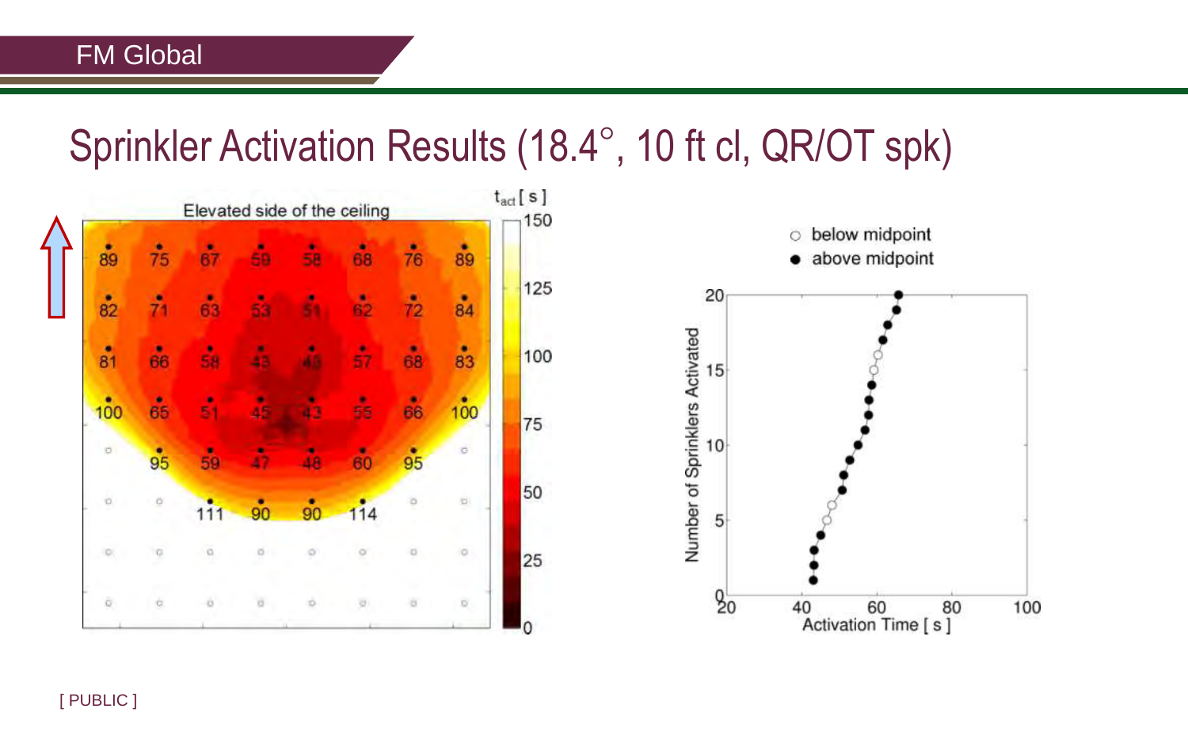# Sprinkler Activation Results (18.4°, 10 ft cl, QR/OT spk)

Elevated side of the ceiling

$t_{act}$ [ s ]

| | | | | | | | |
|---|---|---|---|---|---|---|---|
| 89 | 75 | 67 | 59 | 58 | 68 | 76 | 89 |
| 82 | 71 | 63 | 53 | 51 | 62 | 72 | 84 |
| 81 | 66 | 58 | 43 | 45 | 57 | 68 | 83 |
| 100 | 65 | 51 | 45 | 43 | 55 | 66 | 100 |
| | 95 | 59 | 47 | 48 | 60 | 95 | |
| | | 111 | 90 | 90 | 114 | | |

○ below midpoint
● above midpoint

Number of Sprinklers Activated vs. Activation Time [ s ]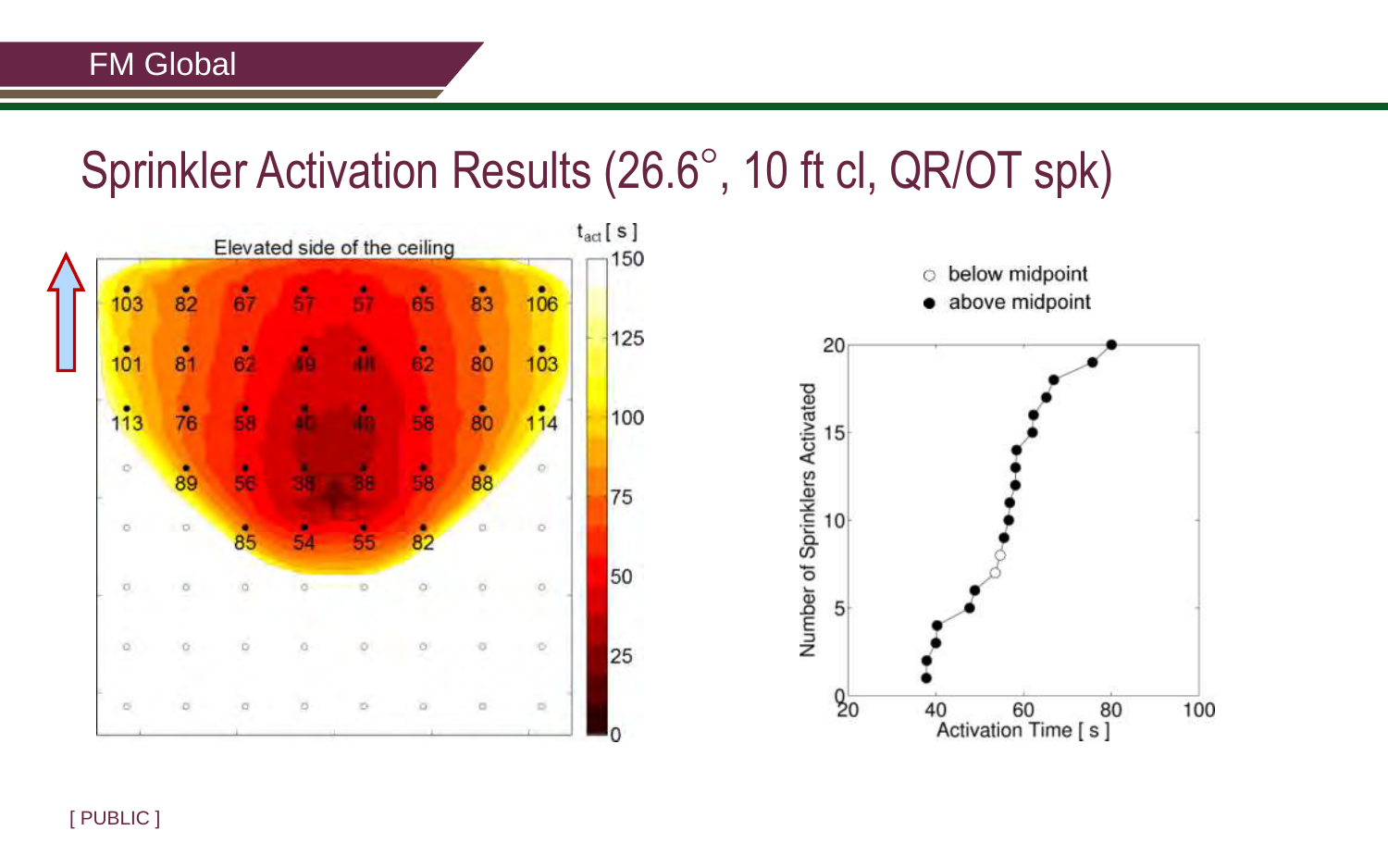# Sprinkler Activation Results (26.6°, 10 ft cl, QR/OT spk)

Elevated side of the ceiling

$t_{act}$ [ s ]

| 103 | 82 | 67 | 57 | 57 | 65 | 83 | 106 |
|---|---|---|---|---|---|---|---|
| 101 | 81 | 62 | 49 | 48 | 62 | 80 | 103 |
| 113 | 76 | 58 | 40 | 40 | 58 | 80 | 114 |
| | 89 | 56 | 38 | 38 | 58 | 88 | |
| | | 85 | 54 | 55 | 82 | | |

○ below midpoint
● above midpoint

Number of Sprinklers Activated vs. Activation Time [ s ]

[ PUBLIC ]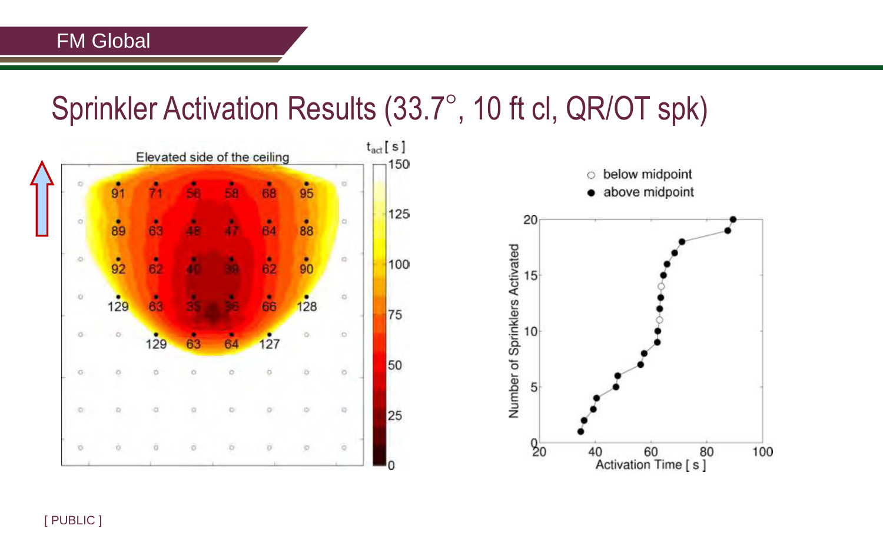# Sprinkler Activation Results (33.7°, 10 ft cl, QR/OT spk)

Elevated side of the ceiling

| | | | | | | | |
|---|---|---|---|---|---|---|---|
| | 91 | 71 | 56 | 58 | 68 | 95 | |
| | 89 | 63 | 48 | 47 | 64 | 88 | |
| | 92 | 62 | 40 | 39 | 62 | 90 | |
| | 129 | 63 | 35 | 36 | 66 | 128 | |
| | | 129 | 63 | 64 | 127 | | |

$t_{act}$ [ s ]: 0, 25, 50, 75, 100, 125, 150

○ below midpoint
● above midpoint

Number of Sprinklers Activated vs. Activation Time [ s ]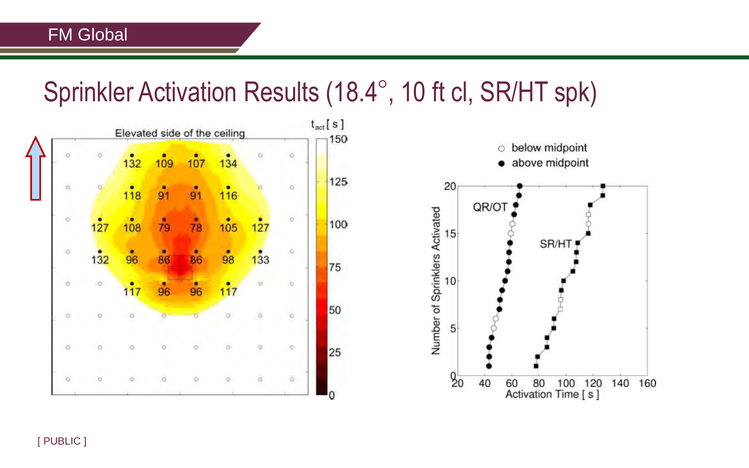# Sprinkler Activation Results (18.4°, 10 ft cl, SR/HT spk)

Elevated side of the ceiling

| | | | | | | | |
|---|---|---|---|---|---|---|---|
| | | 132 | 109 | 107 | 134 | | |
| | | 118 | 91 | 91 | 116 | | |
| | 127 | 108 | 79 | 78 | 105 | 127 | |
| | 132 | 96 | 86 | 86 | 98 | 133 | |
| | | 117 | 96 | 96 | 117 | | |

$t_{act}$ [ s ]: 0, 25, 50, 75, 100, 125, 150

○ below midpoint
● above midpoint

QR/OT

SR/HT

Number of Sprinklers Activated

Activation Time [ s ]

[ PUBLIC ]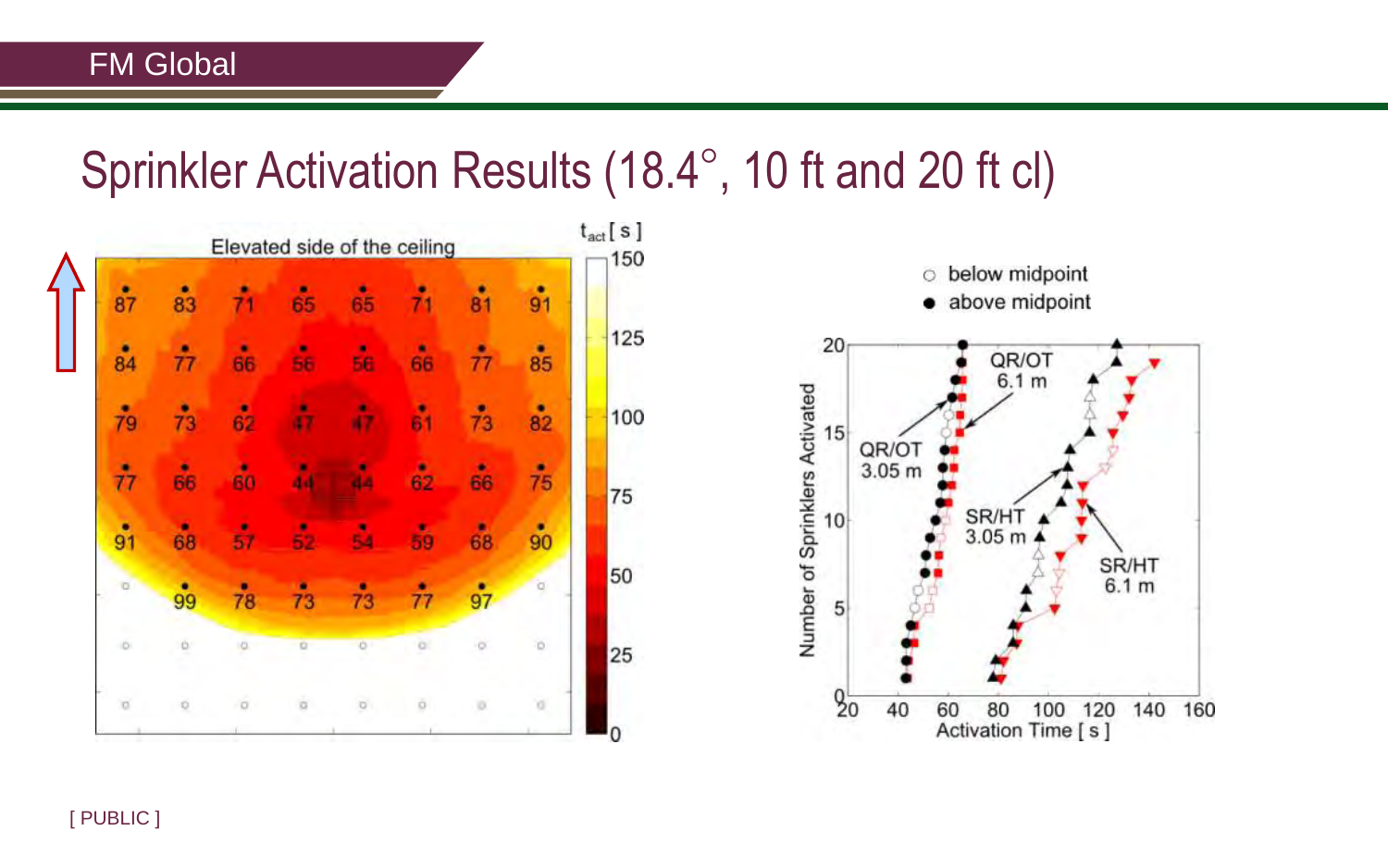# Sprinkler Activation Results (18.4°, 10 ft and 20 ft cl)

Elevated side of the ceiling

| | | | | | | | |
|---|---|---|---|---|---|---|---|
| 87 | 83 | 71 | 65 | 65 | 71 | 81 | 91 |
| 84 | 77 | 66 | 56 | 56 | 66 | 77 | 85 |
| 79 | 73 | 62 | 47 | 47 | 61 | 73 | 82 |
| 77 | 66 | 60 | 44 | 44 | 62 | 66 | 75 |
| 91 | 68 | 57 | 52 | 54 | 59 | 68 | 90 |
| | 99 | 78 | 73 | 73 | 77 | 97 | |

$t_{act}$ [ s ]: 0, 25, 50, 75, 100, 125, 150

○ below midpoint
● above midpoint

QR/OT 6.1 m; QR/OT 3.05 m; SR/HT 3.05 m; SR/HT 6.1 m

Number of Sprinklers Activated vs. Activation Time [ s ]

[ PUBLIC ]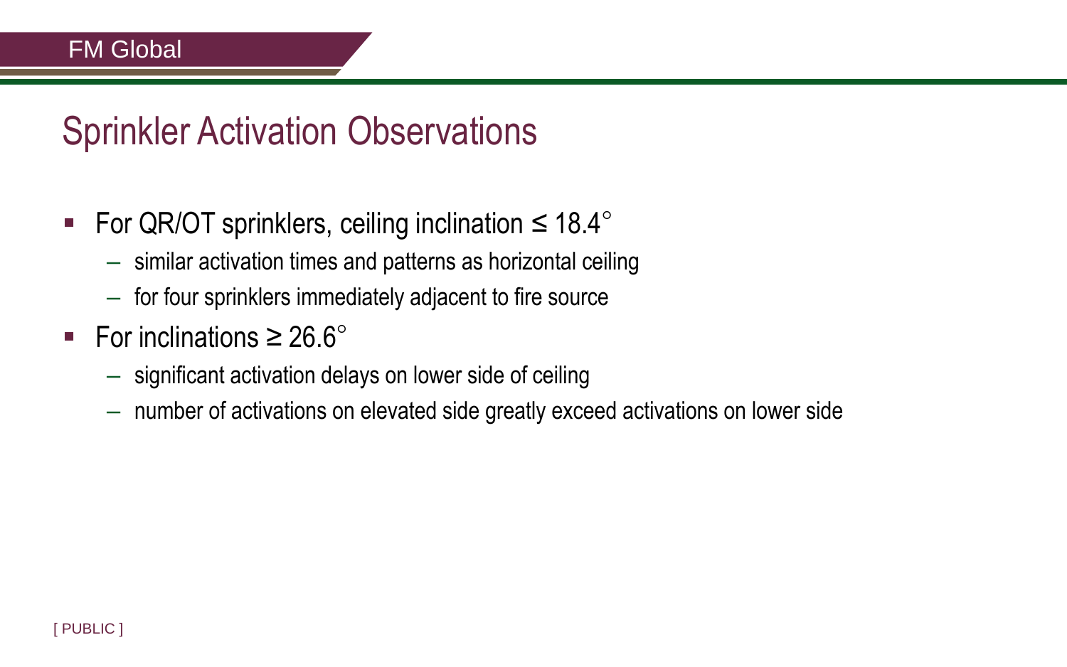# Sprinkler Activation Observations

- For QR/OT sprinklers, ceiling inclination ≤ 18.4°
  - similar activation times and patterns as horizontal ceiling
  - for four sprinklers immediately adjacent to fire source
- For inclinations ≥ 26.6°
  - significant activation delays on lower side of ceiling
  - number of activations on elevated side greatly exceed activations on lower side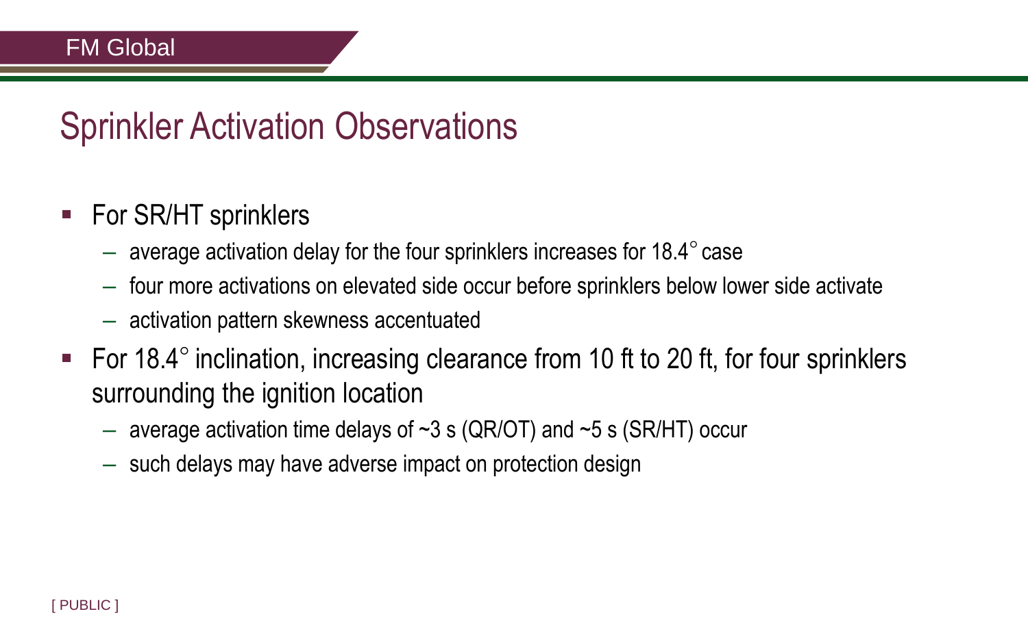# Sprinkler Activation Observations

- For SR/HT sprinklers
  - average activation delay for the four sprinklers increases for 18.4° case
  - four more activations on elevated side occur before sprinklers below lower side activate
  - activation pattern skewness accentuated
- For 18.4° inclination, increasing clearance from 10 ft to 20 ft, for four sprinklers surrounding the ignition location
  - average activation time delays of ~3 s (QR/OT) and ~5 s (SR/HT) occur
  - such delays may have adverse impact on protection design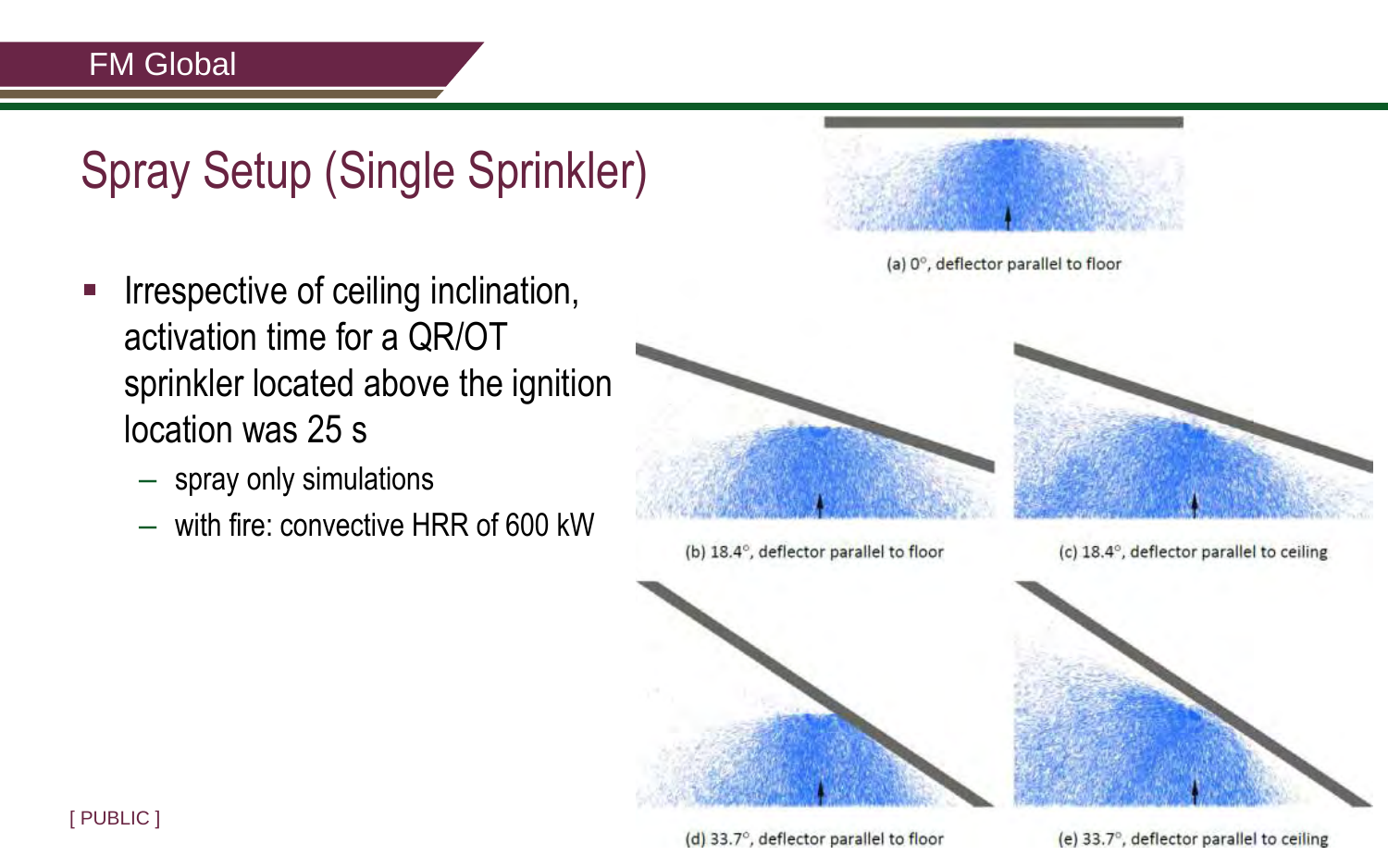# Spray Setup (Single Sprinkler)

- Irrespective of ceiling inclination, activation time for a QR/OT sprinkler located above the ignition location was 25 s
  - spray only simulations
  - with fire: convective HRR of 600 kW

(a) 0°, deflector parallel to floor

(b) 18.4°, deflector parallel to floor

(c) 18.4°, deflector parallel to ceiling

(d) 33.7°, deflector parallel to floor

(e) 33.7°, deflector parallel to ceiling

[ PUBLIC ]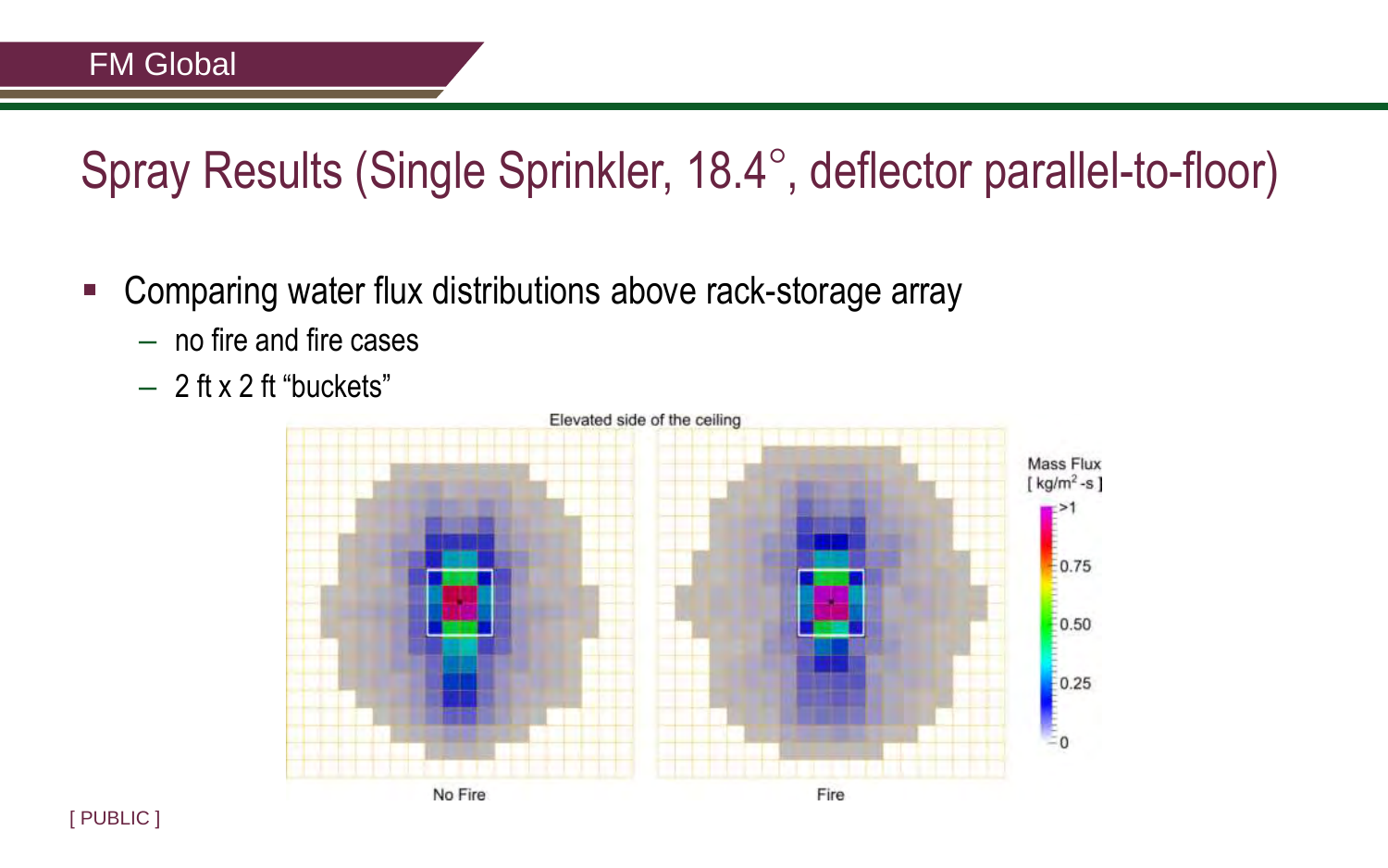# Spray Results (Single Sprinkler, 18.4°, deflector parallel-to-floor)

- Comparing water flux distributions above rack-storage array
  - no fire and fire cases
  - 2 ft x 2 ft “buckets”

Elevated side of the ceiling

Mass Flux [ $kg/m^2$-s ]

>1

0.75

0.50

0.25

0

No Fire

Fire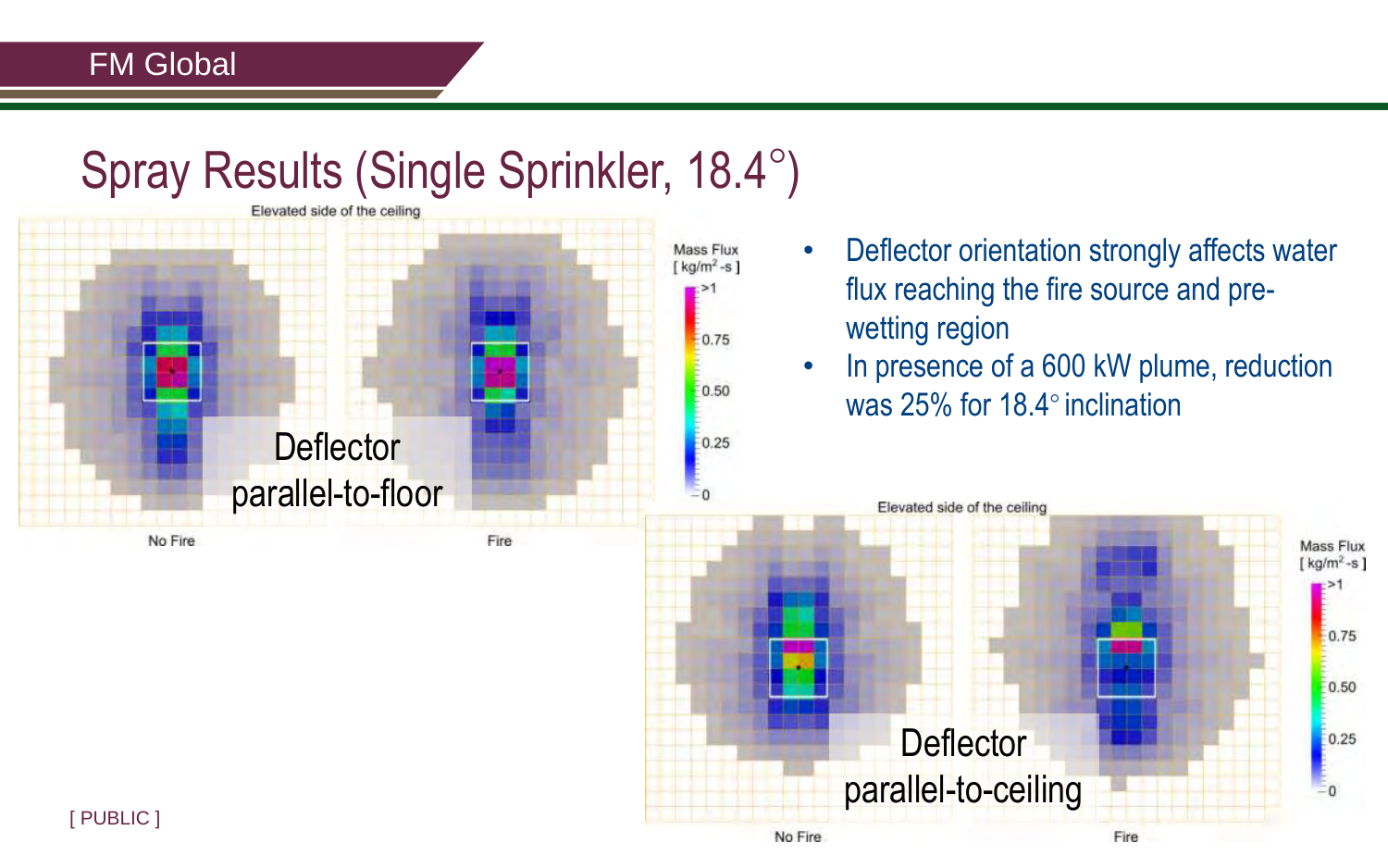# Spray Results (Single Sprinkler, 18.4°)

Elevated side of the ceiling

Mass Flux [ $kg/m^2$-s ]

>1, 0.75, 0.50, 0.25, 0

Deflector parallel-to-floor

No Fire | Fire

- Deflector orientation strongly affects water flux reaching the fire source and pre-wetting region
- In presence of a 600 kW plume, reduction was 25% for 18.4° inclination

Elevated side of the ceiling

Mass Flux [ $kg/m^2$-s ]

>1, 0.75, 0.50, 0.25, 0

Deflector parallel-to-ceiling

No Fire | Fire

[ PUBLIC ]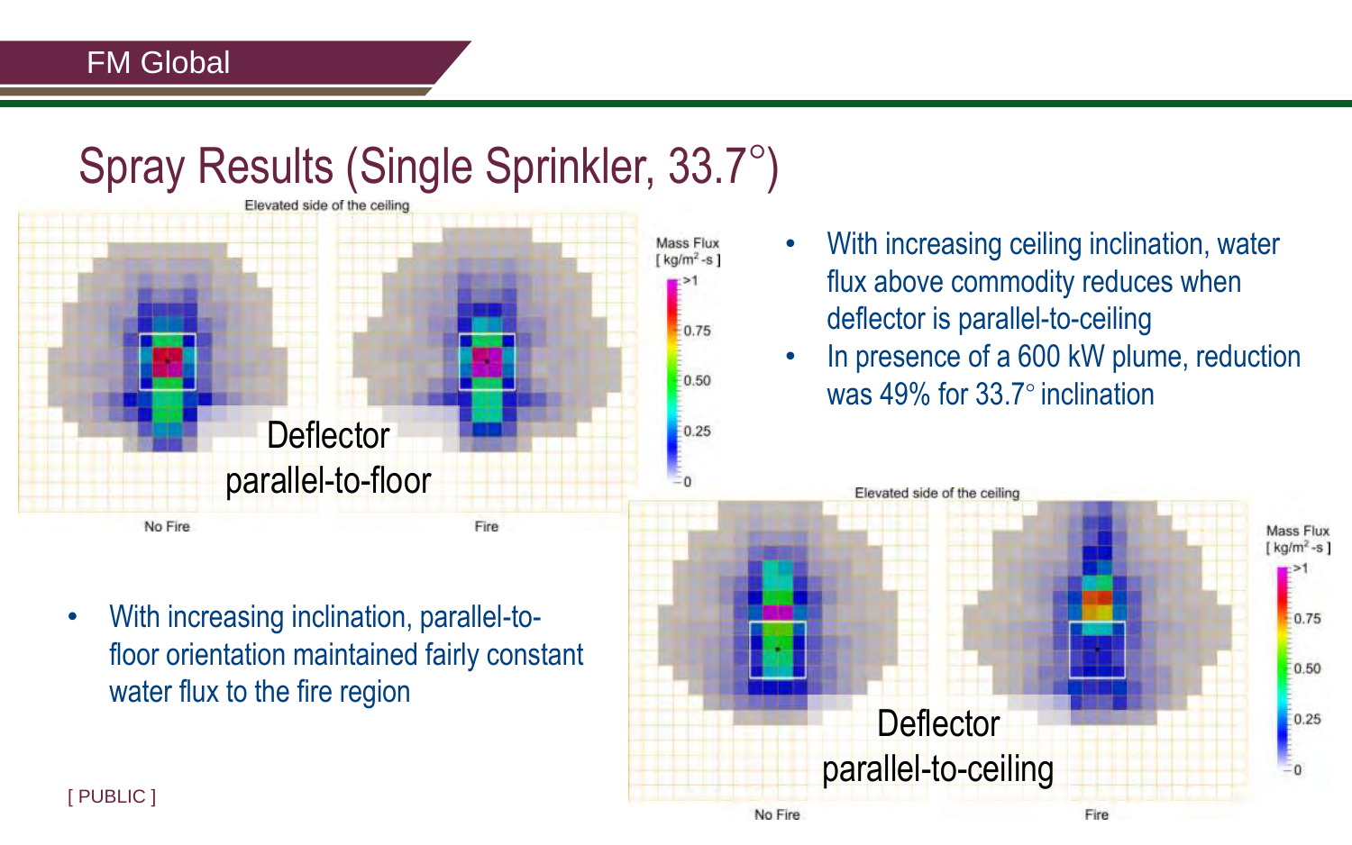# Spray Results (Single Sprinkler, 33.7°)

Elevated side of the ceiling

Mass Flux [ kg/m²-s ]

>1

0.75

0.50

0.25

0

Deflector parallel-to-floor

No Fire

Fire

- With increasing ceiling inclination, water flux above commodity reduces when deflector is parallel-to-ceiling
- In presence of a 600 kW plume, reduction was 49% for 33.7° inclination

Elevated side of the ceiling

Mass Flux [ kg/m²-s ]

>1

0.75

0.50

0.25

0

Deflector parallel-to-ceiling

No Fire

Fire

- With increasing inclination, parallel-to-floor orientation maintained fairly constant water flux to the fire region

[ PUBLIC ]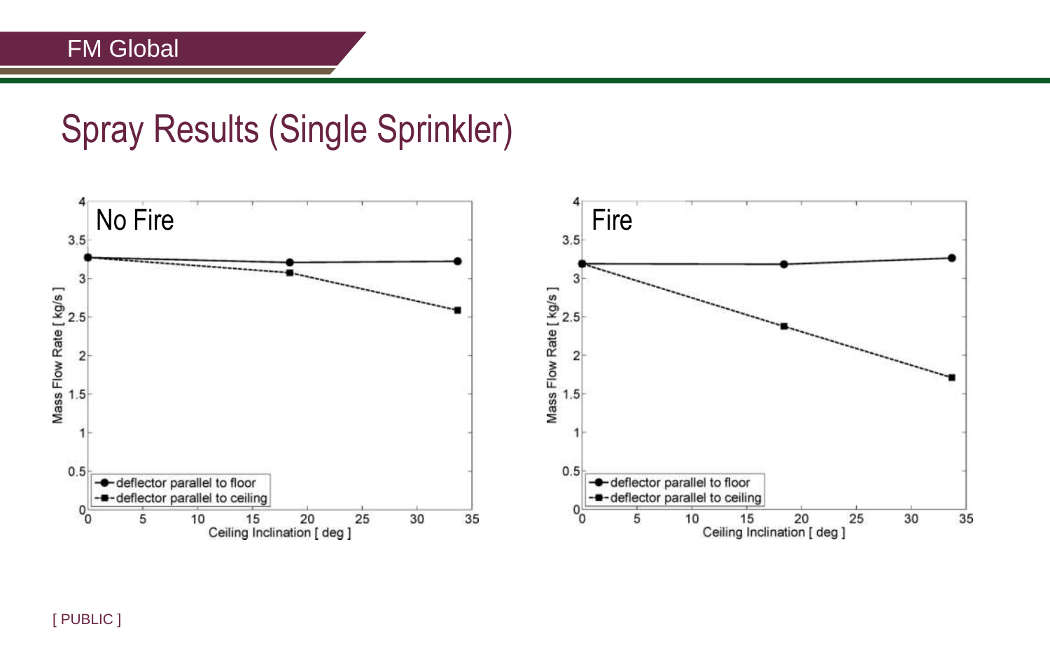# Spray Results (Single Sprinkler)

No Fire

Mass Flow Rate [ kg/s ]

Ceiling Inclination [ deg ]

- deflector parallel to floor
- deflector parallel to ceiling

Fire

Mass Flow Rate [ kg/s ]

Ceiling Inclination [ deg ]

- deflector parallel to floor
- deflector parallel to ceiling

[ PUBLIC ]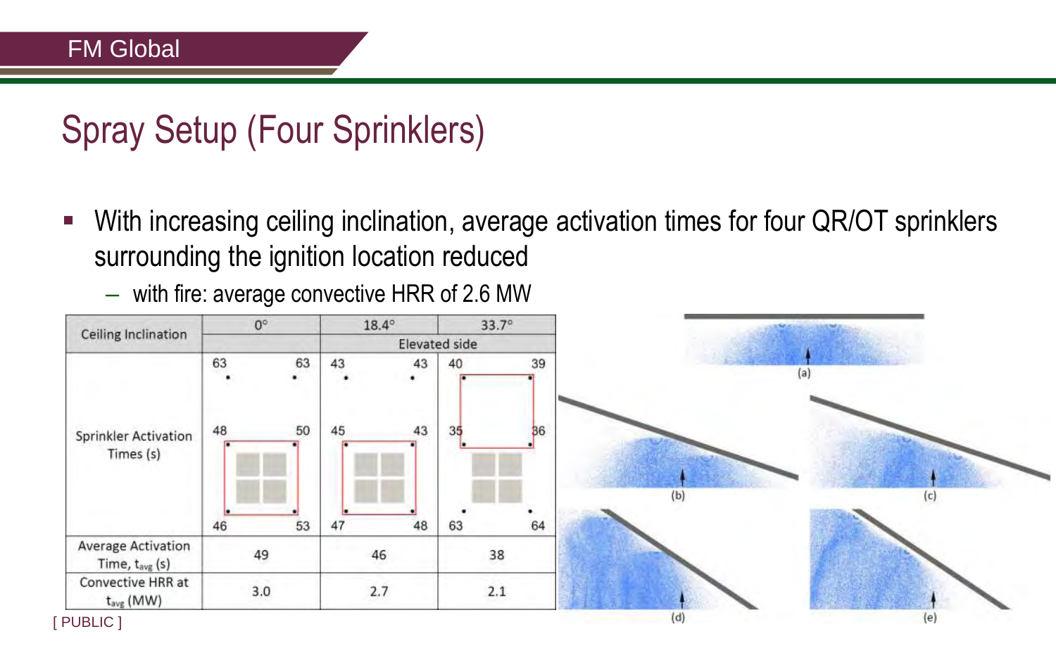# Spray Setup (Four Sprinklers)

- With increasing ceiling inclination, average activation times for four QR/OT sprinklers surrounding the ignition location reduced
  - with fire: average convective HRR of 2.6 MW

| Ceiling Inclination | 0° | 18.4° | 33.7° |
|---|---|---|---|
| | | Elevated side | |
| Sprinkler Activation Times (s) | 63, 63, 48, 50, 46, 53 | 43, 43, 45, 43, 47, 48 | 40, 39, 35, 36, 63, 64 |
| Average Activation Time, $t_{avg}$ (s) | 49 | 46 | 38 |
| Convective HRR at $t_{avg}$ (MW) | 3.0 | 2.7 | 2.1 |

(a)

(b)

(c)

(d)

(e)

[ PUBLIC ]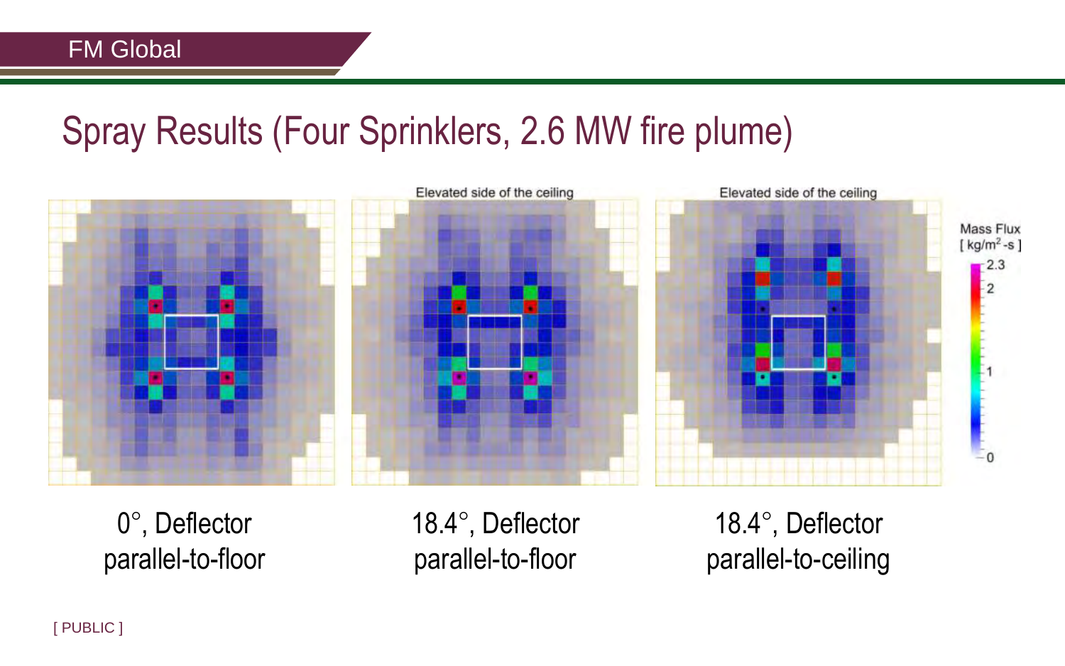# Spray Results (Four Sprinklers, 2.6 MW fire plume)

Elevated side of the ceiling | Elevated side of the ceiling

Mass Flux [ $kg/m^2$ -s ]

2.3
2
1
0

0°, Deflector parallel-to-floor

18.4°, Deflector parallel-to-floor

18.4°, Deflector parallel-to-ceiling

[ PUBLIC ]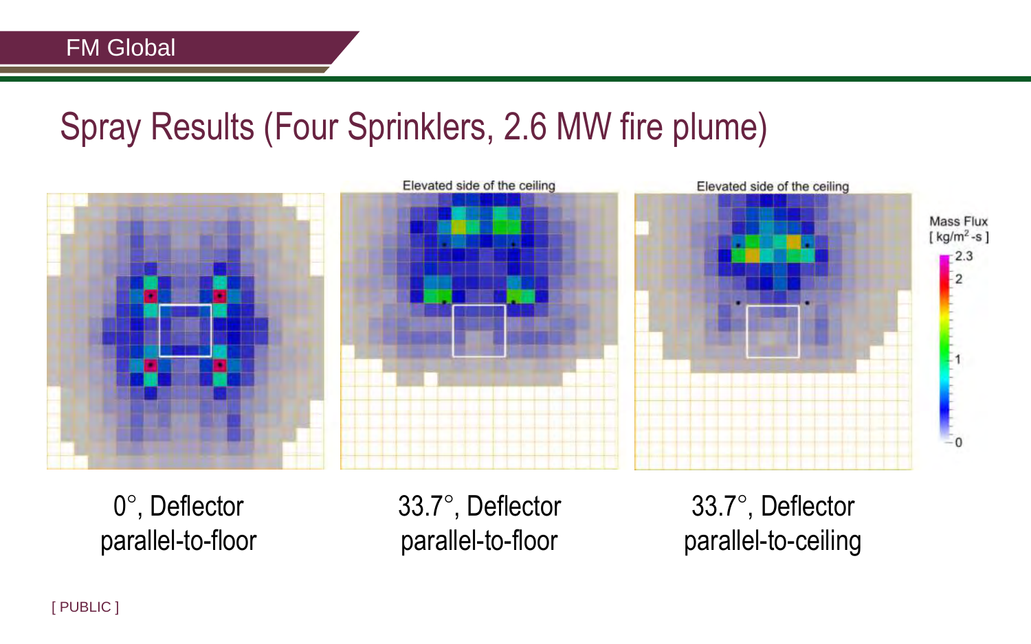# Spray Results (Four Sprinklers, 2.6 MW fire plume)

Elevated side of the ceiling

Elevated side of the ceiling

Mass Flux [ kg/m$^2$-s ]

2.3

2

1

0

0°, Deflector parallel-to-floor

33.7°, Deflector parallel-to-floor

33.7°, Deflector parallel-to-ceiling

[ PUBLIC ]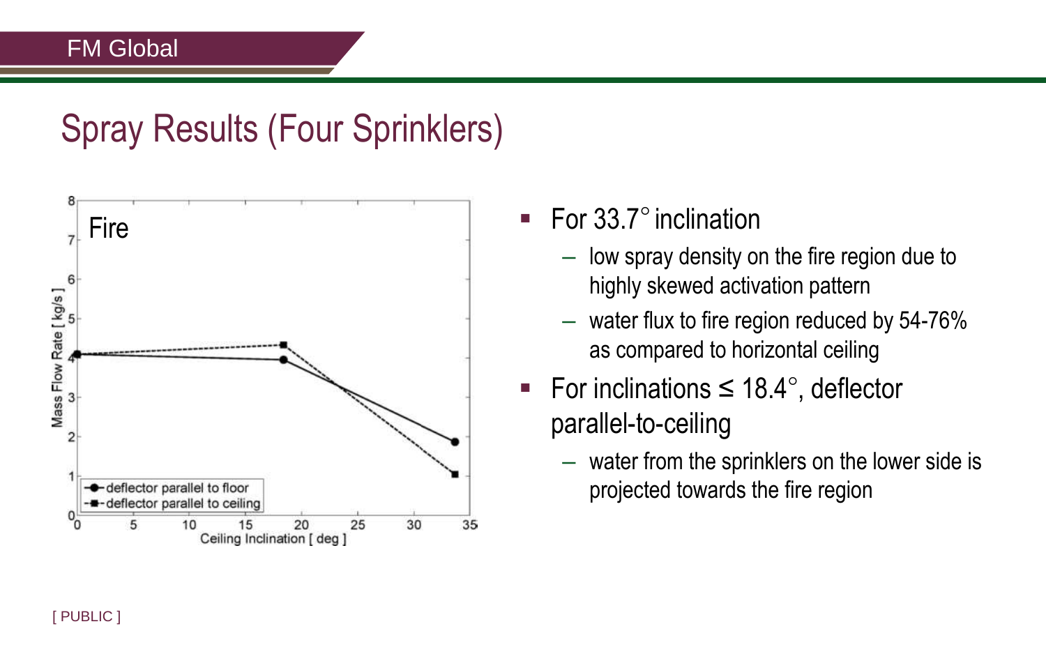# Spray Results (Four Sprinklers)

- For 33.7° inclination
  - low spray density on the fire region due to highly skewed activation pattern
  - water flux to fire region reduced by 54-76% as compared to horizontal ceiling
- For inclinations ≤ 18.4°, deflector parallel-to-ceiling
  - water from the sprinklers on the lower side is projected towards the fire region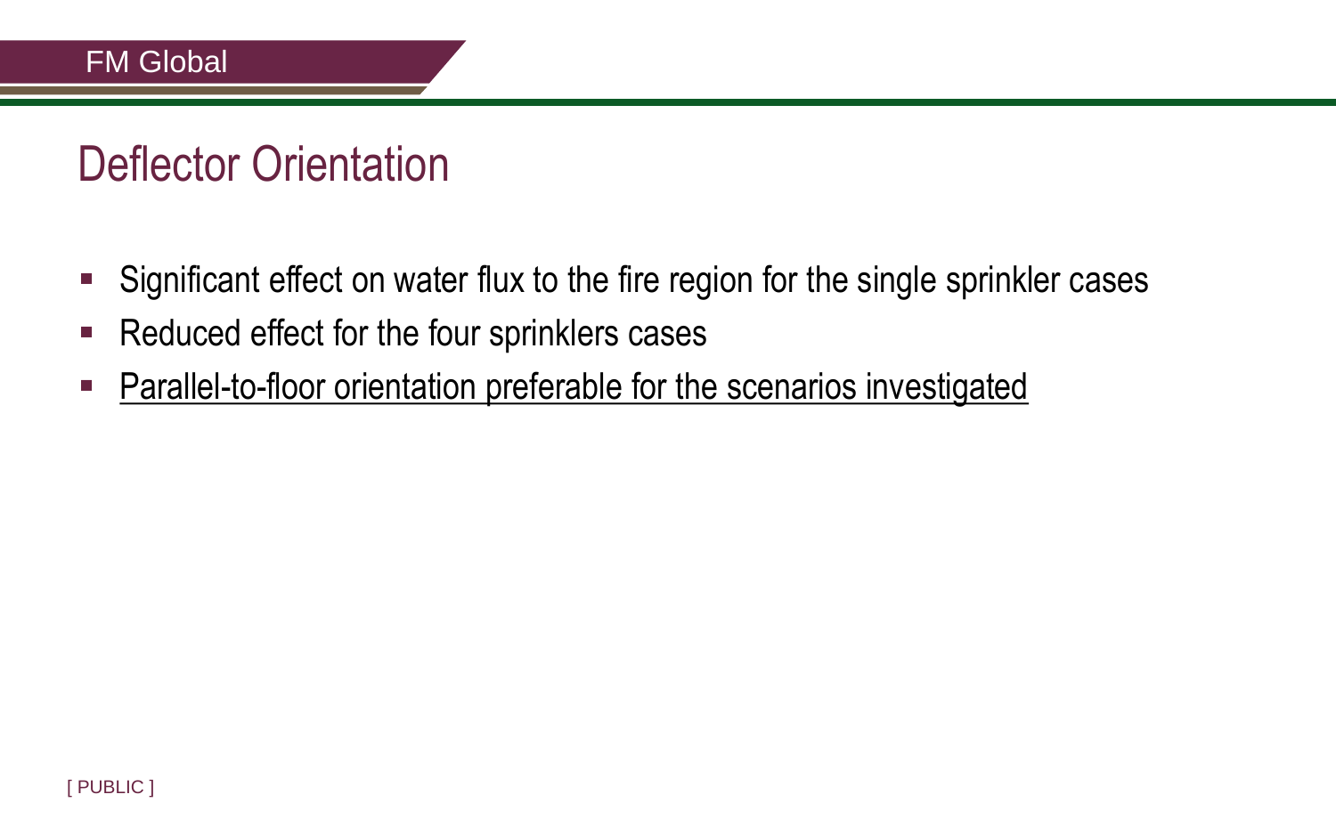# Deflector Orientation

- Significant effect on water flux to the fire region for the single sprinkler cases
- Reduced effect for the four sprinklers cases
- <u>Parallel-to-floor orientation preferable for the scenarios investigated</u>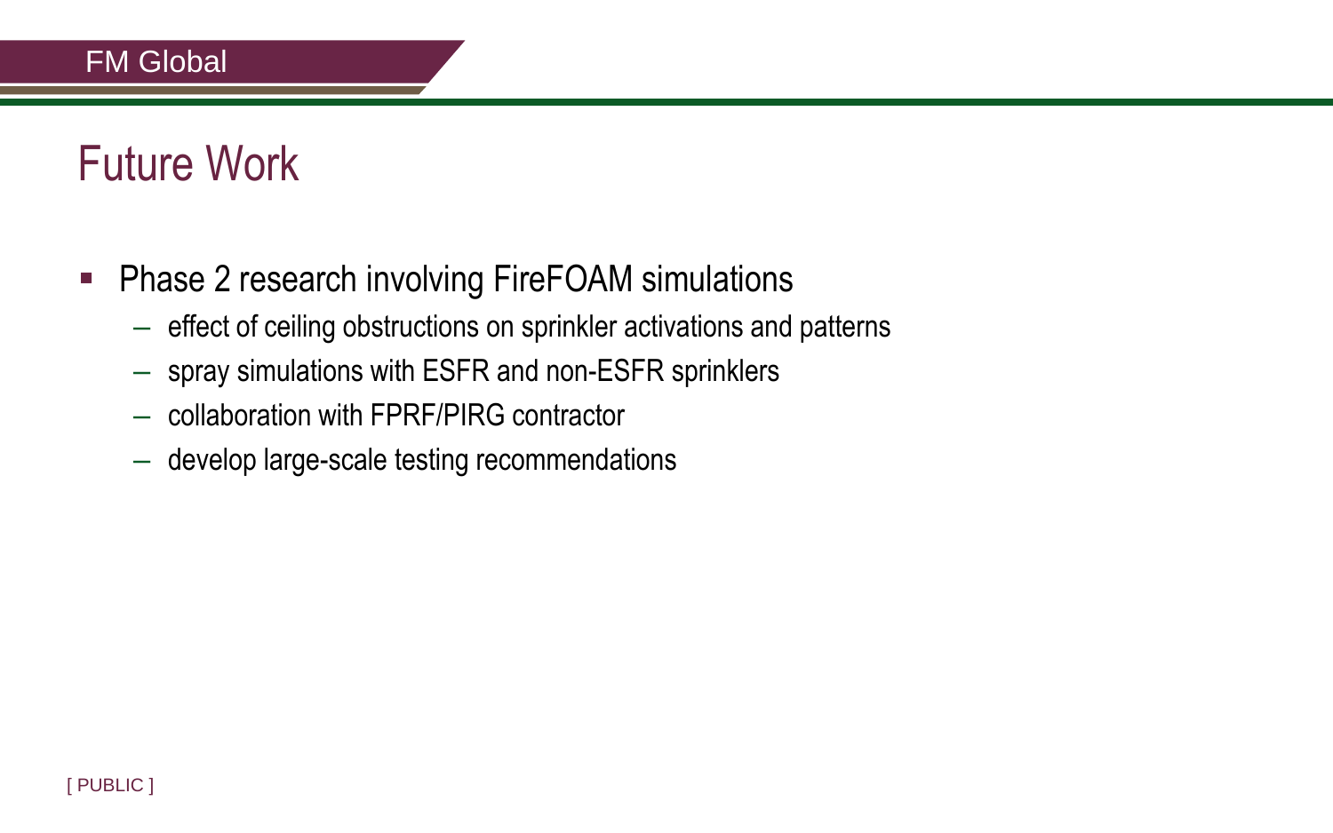# Future Work

- Phase 2 research involving FireFOAM simulations
  - effect of ceiling obstructions on sprinkler activations and patterns
  - spray simulations with ESFR and non-ESFR sprinklers
  - collaboration with FPRF/PIRG contractor
  - develop large-scale testing recommendations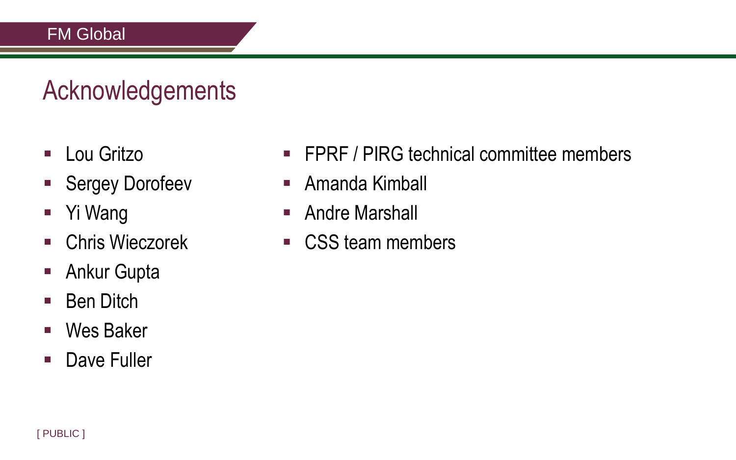# Acknowledgements

- Lou Gritzo
- Sergey Dorofeev
- Yi Wang
- Chris Wieczorek
- Ankur Gupta
- Ben Ditch
- Wes Baker
- Dave Fuller

- FPRF / PIRG technical committee members
- Amanda Kimball
- Andre Marshall
- CSS team members